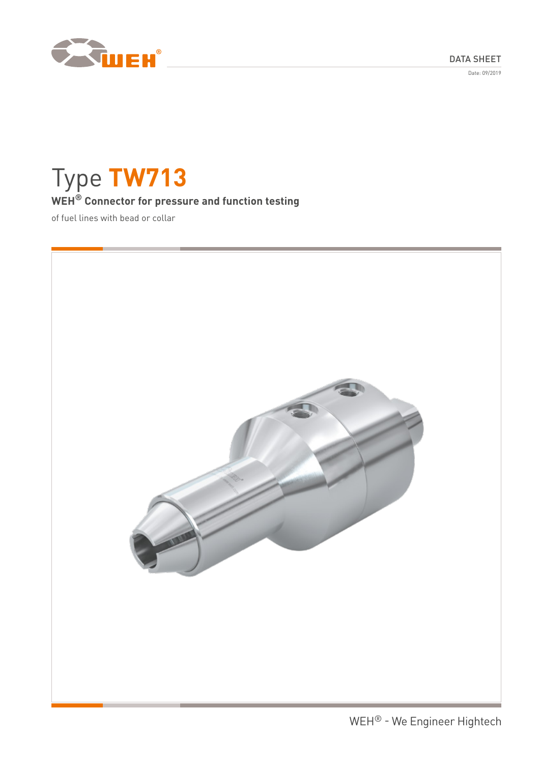DATA SHEET

Date: 09/2019

# Type **TW713**

**WEH® Connector for pressure and function testing**

of fuel lines with bead or collar

WEH® - We Engineer Hightech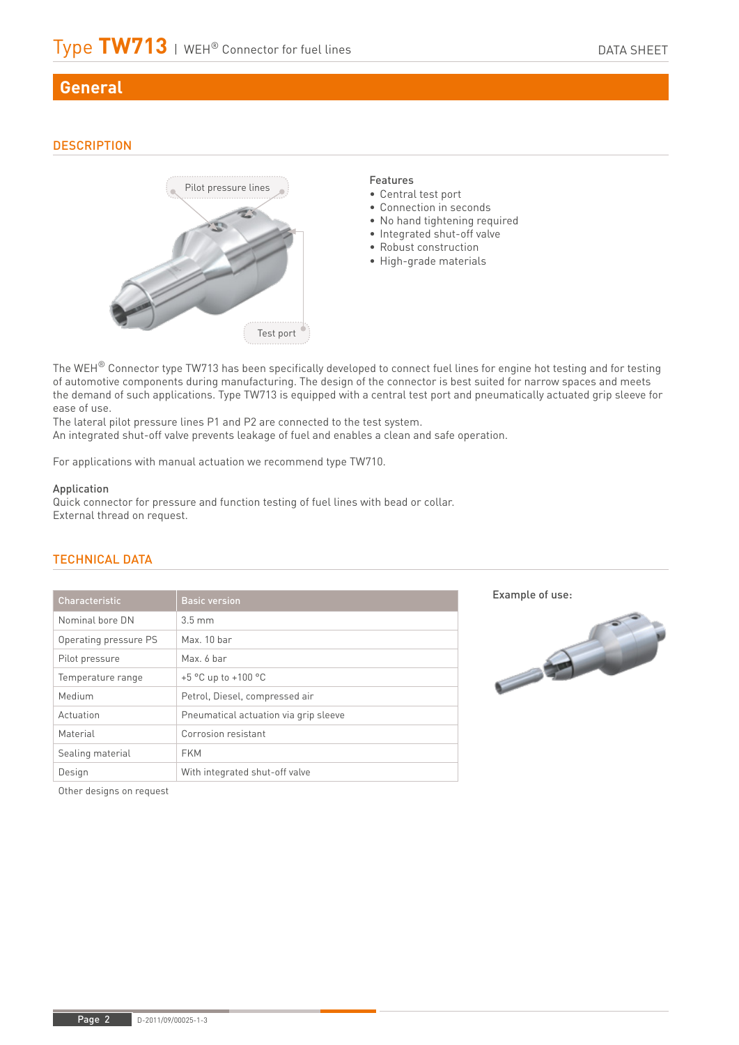# General

## DESCRIPTION

Pilot pressure lines

Test port

**Features**

- Central test port
- Connection in seconds
- No hand tightening required
- Integrated shut-off valve
- Robust construction
- High-grade materials

The WEH® Connector type TW713 has been specifically developed to connect fuel lines for engine hot testing and for testing of automotive components during manufacturing. The design of the connector is best suited for narrow spaces and meets the demand of such applications. Type TW713 is equipped with a central test port and pneumatically actuated grip sleeve for ease of use.
The lateral pilot pressure lines P1 and P2 are connected to the test system.
An integrated shut-off valve prevents leakage of fuel and enables a clean and safe operation.

For applications with manual actuation we recommend type TW710.

**Application**
Quick connector for pressure and function testing of fuel lines with bead or collar.
External thread on request.

## TECHNICAL DATA

| Characteristic | Basic version |
|---|---|
| Nominal bore DN | 3.5 mm |
| Operating pressure PS | Max. 10 bar |
| Pilot pressure | Max. 6 bar |
| Temperature range | +5 °C up to +100 °C |
| Medium | Petrol, Diesel, compressed air |
| Actuation | Pneumatical actuation via grip sleeve |
| Material | Corrosion resistant |
| Sealing material | FKM |
| Design | With integrated shut-off valve |

Other designs on request

**Example of use:**

D-2011/09/00025-1-3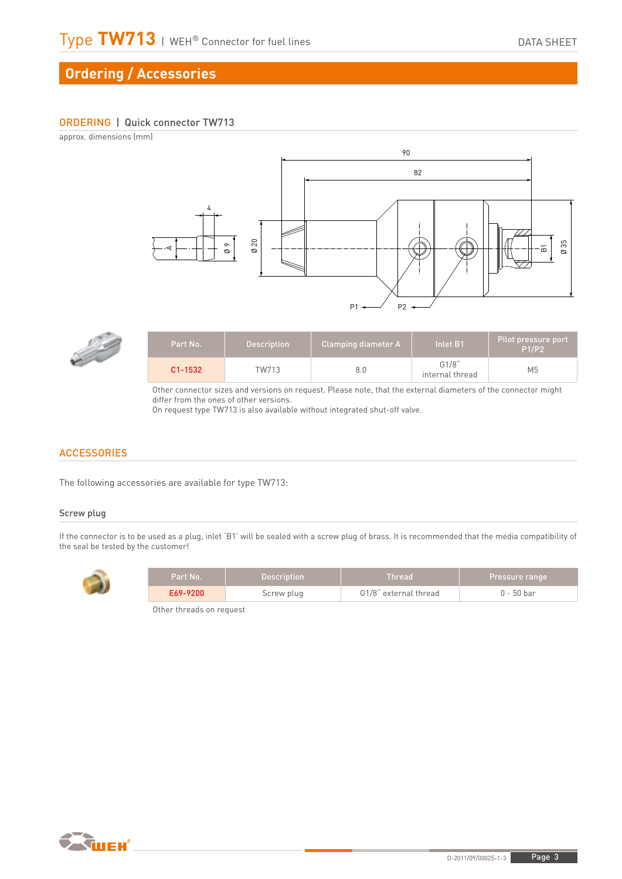## Ordering / Accessories

### ORDERING | Quick connector TW713

approx. dimensions (mm)

| Part No. | Description | Clamping diameter A | Inlet B1 | Pilot pressure port P1/P2 |
|---|---|---|---|---|
| C1-1532 | TW713 | 8.0 | G1/8" internal thread | M5 |

Other connector sizes and versions on request. Please note, that the external diameters of the connector might differ from the ones of other versions.
On request type TW713 is also available without integrated shut-off valve.

### ACCESSORIES

The following accessories are available for type TW713:

#### Screw plug

If the connector is to be used as a plug, inlet 'B1' will be sealed with a screw plug of brass. It is recommended that the media compatibility of the seal be tested by the customer!

| Part No. | Description | Thread | Pressure range |
|---|---|---|---|
| E69-9200 | Screw plug | G1/8" external thread | 0 - 50 bar |

Other threads on request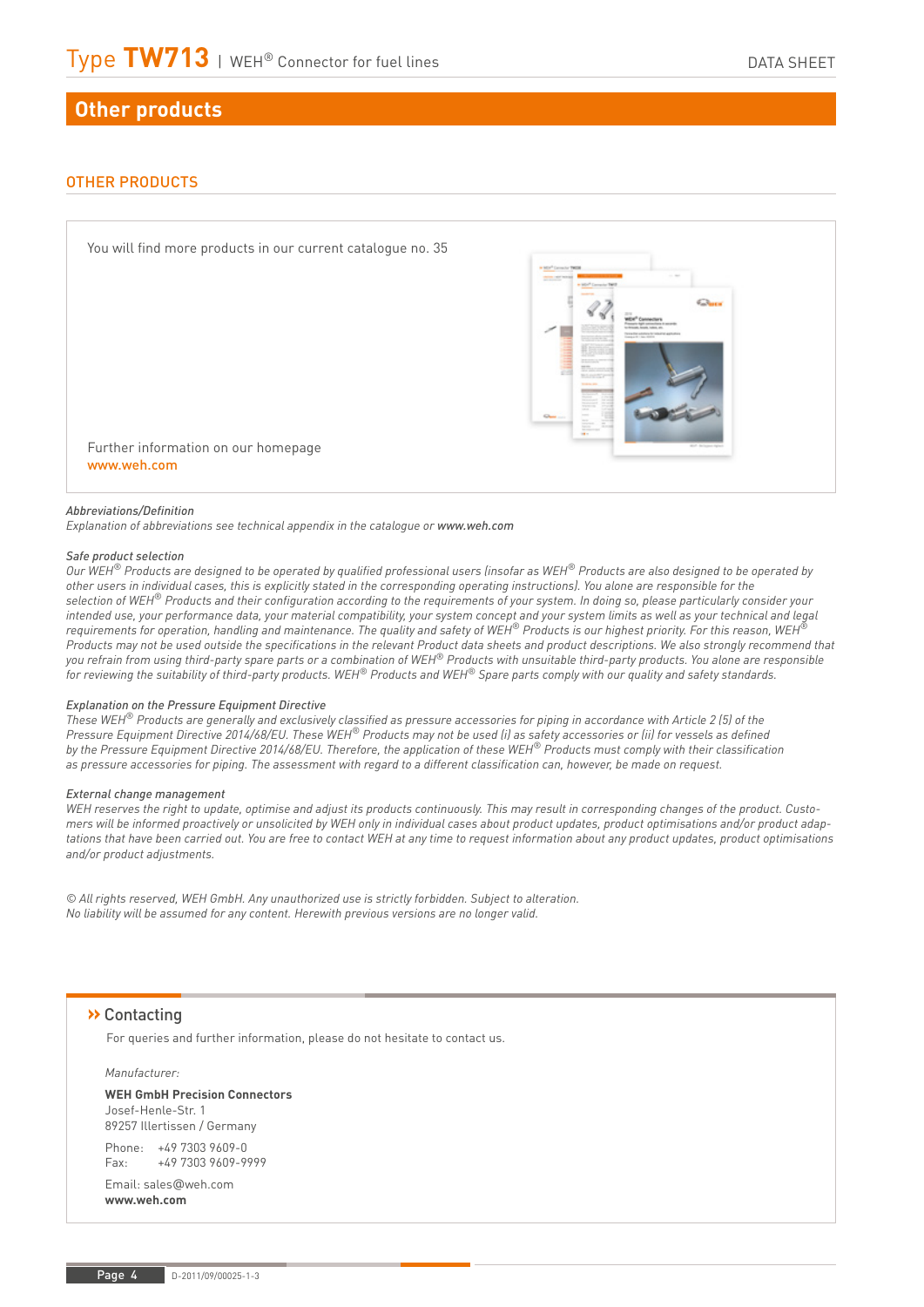## Other products

### OTHER PRODUCTS

You will find more products in our current catalogue no. 35

Further information on our homepage
www.weh.com

*Abbreviations/Definition*
*Explanation of abbreviations see technical appendix in the catalogue or **www.weh.com***

*Safe product selection*
*Our WEH® Products are designed to be operated by qualified professional users (insofar as WEH® Products are also designed to be operated by other users in individual cases, this is explicitly stated in the corresponding operating instructions). You alone are responsible for the selection of WEH® Products and their configuration according to the requirements of your system. In doing so, please particularly consider your intended use, your performance data, your material compatibility, your system concept and your system limits as well as your technical and legal requirements for operation, handling and maintenance. The quality and safety of WEH® Products is our highest priority. For this reason, WEH® Products may not be used outside the specifications in the relevant Product data sheets and product descriptions. We also strongly recommend that you refrain from using third-party spare parts or a combination of WEH® Products with unsuitable third-party products. You alone are responsible for reviewing the suitability of third-party products. WEH® Products and WEH® Spare parts comply with our quality and safety standards.*

*Explanation on the Pressure Equipment Directive*
*These WEH® Products are generally and exclusively classified as pressure accessories for piping in accordance with Article 2 (5) of the Pressure Equipment Directive 2014/68/EU. These WEH® Products may not be used (i) as safety accessories or (ii) for vessels as defined by the Pressure Equipment Directive 2014/68/EU. Therefore, the application of these WEH® Products must comply with their classification as pressure accessories for piping. The assessment with regard to a different classification can, however, be made on request.*

*External change management*
*WEH reserves the right to update, optimise and adjust its products continuously. This may result in corresponding changes of the product. Customers will be informed proactively or unsolicited by WEH only in individual cases about product updates, product optimisations and/or product adaptations that have been carried out. You are free to contact WEH at any time to request information about any product updates, product optimisations and/or product adjustments.*

*© All rights reserved, WEH GmbH. Any unauthorized use is strictly forbidden. Subject to alteration.*
*No liability will be assumed for any content. Herewith previous versions are no longer valid.*

### Contacting

For queries and further information, please do not hesitate to contact us.

*Manufacturer:*

**WEH GmbH Precision Connectors**
Josef-Henle-Str. 1
89257 Illertissen / Germany

Phone: +49 7303 9609-0
Fax: +49 7303 9609-9999

Email: sales@weh.com
**www.weh.com**

D-2011/09/00025-1-3